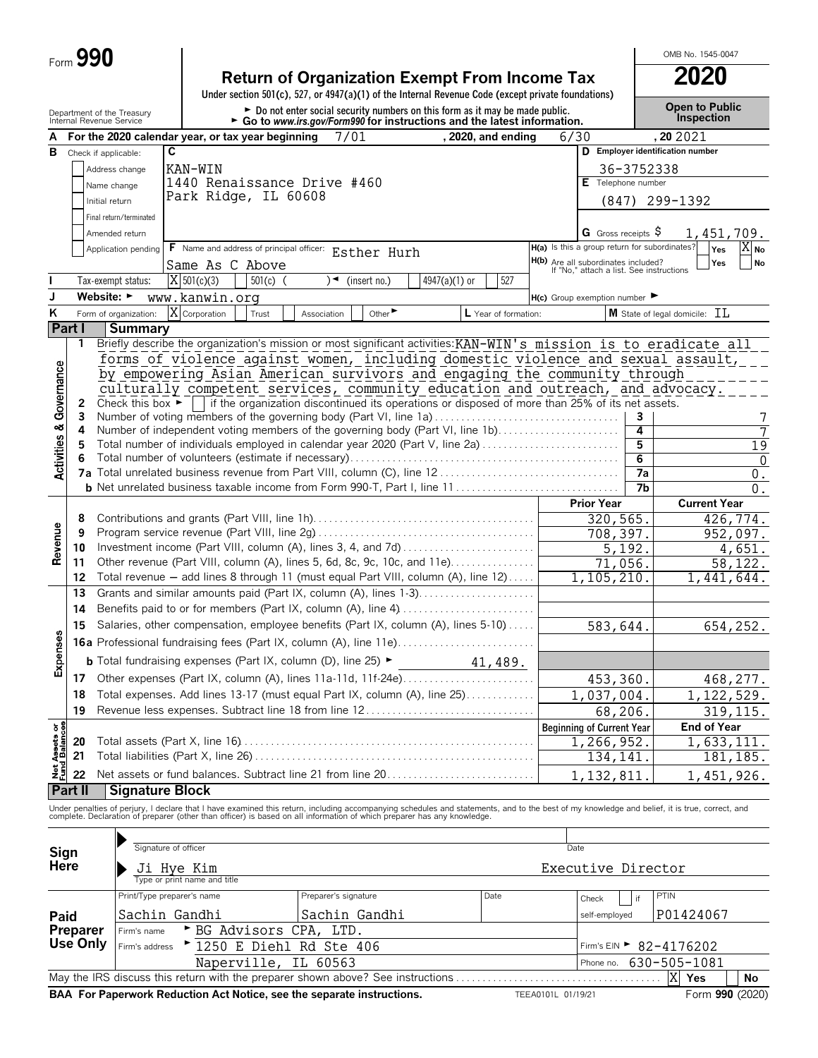Form **990**

# Return of Organization Exempt From Income Tax

**2020**

OMB No. 1545-0047

Under section 501(c), 527, or 4947(a)(1) of the Internal Revenue Code (except private foundations)

► Do not enter social security numbers on this form as it may be made public.
► Go to *www.irs.gov/Form990* for instructions and the latest information.

Department of the Treasury
Internal Revenue Service

**Open to Public Inspection**

**A** For the 2020 calendar year, or tax year beginning 7/01, 2020, and ending 6/30, 20 2021

**B** Check if applicable:
- [ ] Address change
- [ ] Name change
- [ ] Initial return
- [ ] Final return/terminated
- [ ] Amended return
- [ ] Application pending

**C**
KAN-WIN
1440 Renaissance Drive #460
Park Ridge, IL 60608

**D** Employer identification number: 36-3752338

**E** Telephone number: (847) 299-1392

**G** Gross receipts $ 1,451,709.

**F** Name and address of principal officer: Esther Hurh
Same As C Above

**H(a)** Is this a group return for subordinates? Yes [ ] No [X]

**H(b)** Are all subordinates included? Yes [ ] No [ ]
If "No," attach a list. See instructions

**I** Tax-exempt status: [X] 501(c)(3) [ ] 501(c) ( ) ◄ (insert no.) [ ] 4947(a)(1) or [ ] 527

**J** Website: ► www.kanwin.org

**H(c)** Group exemption number ►

**K** Form of organization: [X] Corporation [ ] Trust [ ] Association [ ] Other ►

**L** Year of formation:

**M** State of legal domicile: IL

## Part I Summary

**Activities & Governance**

1 Briefly describe the organization's mission or most significant activities: KAN-WIN's mission is to eradicate all forms of violence against women, including domestic violence and sexual assault, by empowering Asian American survivors and engaging the community through culturally competent services, community education and outreach, and advocacy.

2 Check this box ► [ ] if the organization discontinued its operations or disposed of more than 25% of its net assets.

| | | | |
|---|---|---|---|
| 3 | Number of voting members of the governing body (Part VI, line 1a) | 3 | 7 |
| 4 | Number of independent voting members of the governing body (Part VI, line 1b) | 4 | 7 |
| 5 | Total number of individuals employed in calendar year 2020 (Part V, line 2a) | 5 | 19 |
| 6 | Total number of volunteers (estimate if necessary) | 6 | 0 |
| 7a | Total unrelated business revenue from Part VIII, column (C), line 12 | 7a | 0. |
| b | Net unrelated business taxable income from Form 990-T, Part I, line 11 | 7b | 0. |

| | | | Prior Year | Current Year |
|---|---|---|---|---|
| **Revenue** | 8 | Contributions and grants (Part VIII, line 1h) | 320,565. | 426,774. |
| | 9 | Program service revenue (Part VIII, line 2g) | 708,397. | 952,097. |
| | 10 | Investment income (Part VIII, column (A), lines 3, 4, and 7d) | 5,192. | 4,651. |
| | 11 | Other revenue (Part VIII, column (A), lines 5, 6d, 8c, 9c, 10c, and 11e) | 71,056. | 58,122. |
| | 12 | Total revenue — add lines 8 through 11 (must equal Part VIII, column (A), line 12) | 1,105,210. | 1,441,644. |
| **Expenses** | 13 | Grants and similar amounts paid (Part IX, column (A), lines 1-3) | | |
| | 14 | Benefits paid to or for members (Part IX, column (A), line 4) | | |
| | 15 | Salaries, other compensation, employee benefits (Part IX, column (A), lines 5-10) | 583,644. | 654,252. |
| | 16a | Professional fundraising fees (Part IX, column (A), line 11e) | | |
| | b | Total fundraising expenses (Part IX, column (D), line 25) ► 41,489. | | |
| | 17 | Other expenses (Part IX, column (A), lines 11a-11d, 11f-24e) | 453,360. | 468,277. |
| | 18 | Total expenses. Add lines 13-17 (must equal Part IX, column (A), line 25) | 1,037,004. | 1,122,529. |
| | 19 | Revenue less expenses. Subtract line 18 from line 12 | 68,206. | 319,115. |

| | | | Beginning of Current Year | End of Year |
|---|---|---|---|---|
| **Net Assets or Fund Balances** | 20 | Total assets (Part X, line 16) | 1,266,952. | 1,633,111. |
| | 21 | Total liabilities (Part X, line 26) | 134,141. | 181,185. |
| | 22 | Net assets or fund balances. Subtract line 21 from line 20 | 1,132,811. | 1,451,926. |

## Part II Signature Block

Under penalties of perjury, I declare that I have examined this return, including accompanying schedules and statements, and to the best of my knowledge and belief, it is true, correct, and complete. Declaration of preparer (other than officer) is based on all information of which preparer has any knowledge.

**Sign Here**

Signature of officer ▶ &nbsp;&nbsp;&nbsp;&nbsp; Date

▶ Ji Hye Kim &nbsp;&nbsp;&nbsp;&nbsp; Executive Director
Type or print name and title

**Paid Preparer Use Only**

| Print/Type preparer's name | Preparer's signature | Date | Check [ ] if self-employed | PTIN |
|---|---|---|---|---|
| Sachin Gandhi | Sachin Gandhi | | | P01424067 |

Firm's name ► BG Advisors CPA, LTD.

Firm's address ► 1250 E Diehl Rd Ste 406, Naperville, IL 60563

Firm's EIN ► 82-4176202

Phone no. 630-505-1081

May the IRS discuss this return with the preparer shown above? See instructions [X] Yes [ ] No

**BAA For Paperwork Reduction Act Notice, see the separate instructions.** TEEA0101L 01/19/21 Form **990** (2020)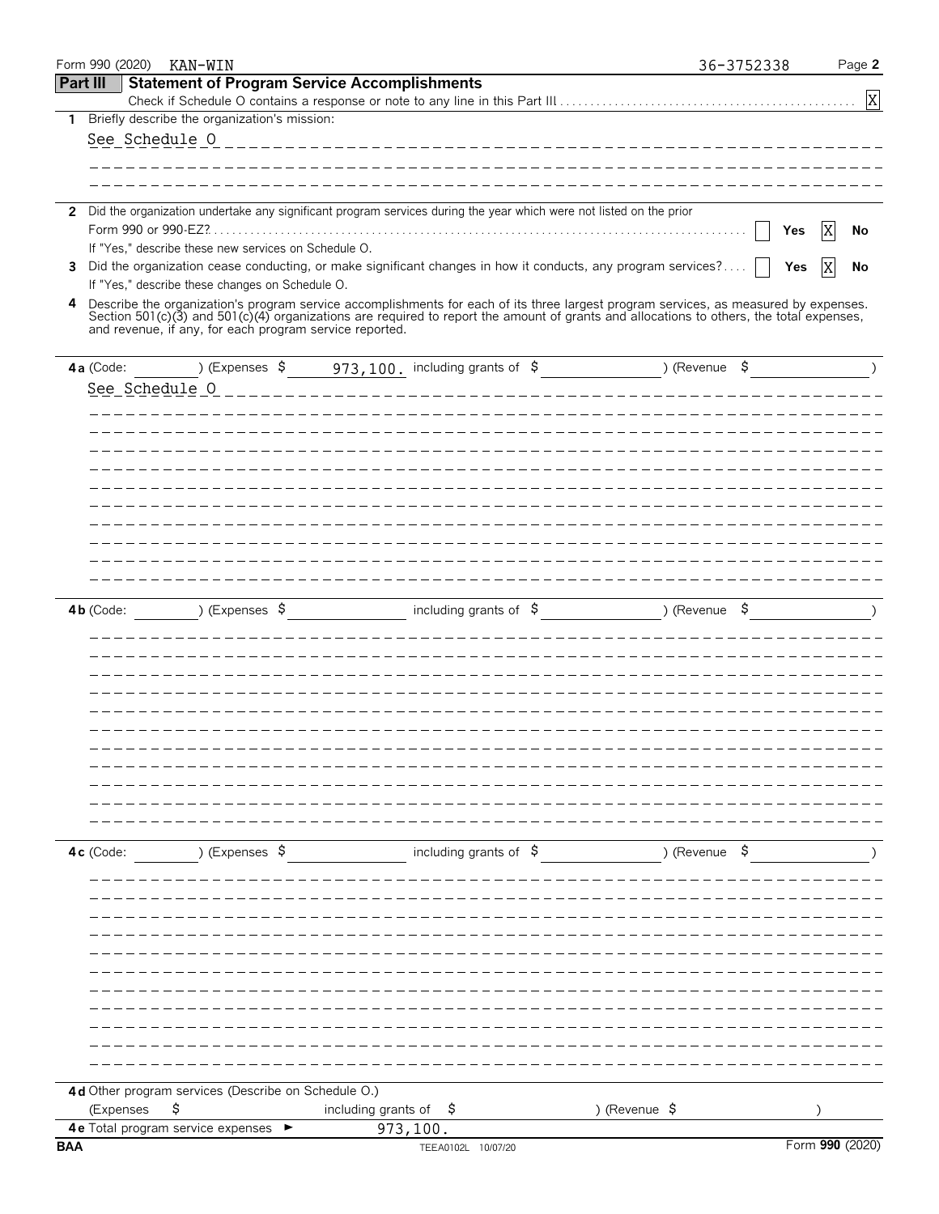Form 990 (2020) KAN-WIN 36-3752338

## Part III Statement of Program Service Accomplishments

Check if Schedule O contains a response or note to any line in this Part III .......... [X]

**1** Briefly describe the organization's mission:

See Schedule O

**2** Did the organization undertake any significant program services during the year which were not listed on the prior Form 990 or 990-EZ? .......... [ ] Yes [X] No

If "Yes," describe these new services on Schedule O.

**3** Did the organization cease conducting, or make significant changes in how it conducts, any program services? .... [ ] Yes [X] No

If "Yes," describe these changes on Schedule O.

**4** Describe the organization's program service accomplishments for each of its three largest program services, as measured by expenses. Section 501(c)(3) and 501(c)(4) organizations are required to report the amount of grants and allocations to others, the total expenses, and revenue, if any, for each program service reported.

**4a** (Code: ) (Expenses $ 973,100. including grants of $ ) (Revenue $ )

See Schedule O

**4b** (Code: ) (Expenses $ including grants of $ ) (Revenue $ )

**4c** (Code: ) (Expenses $ including grants of $ ) (Revenue $ )

**4d** Other program services (Describe on Schedule O.)

(Expenses $ including grants of $ ) (Revenue $ )

**4e** Total program service expenses ► 973,100.

BAA TEEA0102L 10/07/20 Form **990** (2020)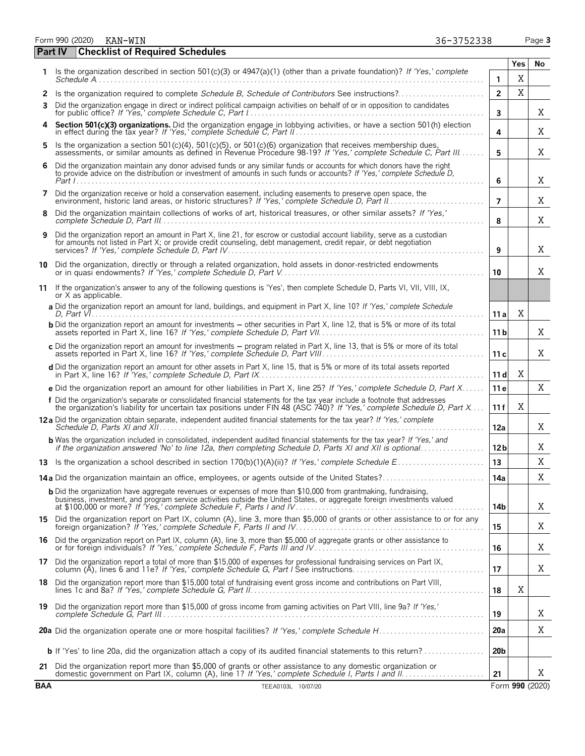Form 990 (2020) KAN-WIN 36-3752338 Page **3**

## Part IV Checklist of Required Schedules

| | | | Yes | No |
|---|---|---|---|---|
| **1** | Is the organization described in section 501(c)(3) or 4947(a)(1) (other than a private foundation)? *If 'Yes,' complete Schedule A* | **1** | X | |
| **2** | Is the organization required to complete *Schedule B, Schedule of Contributors* See instructions? | **2** | X | |
| **3** | Did the organization engage in direct or indirect political campaign activities on behalf of or in opposition to candidates for public office? *If 'Yes,' complete Schedule C, Part I* | **3** | | X |
| **4** | **Section 501(c)(3) organizations.** Did the organization engage in lobbying activities, or have a section 501(h) election in effect during the tax year? *If 'Yes,' complete Schedule C, Part II* | **4** | | X |
| **5** | Is the organization a section 501(c)(4), 501(c)(5), or 501(c)(6) organization that receives membership dues, assessments, or similar amounts as defined in Revenue Procedure 98-19? *If 'Yes,' complete Schedule C, Part III* | **5** | | X |
| **6** | Did the organization maintain any donor advised funds or any similar funds or accounts for which donors have the right to provide advice on the distribution or investment of amounts in such funds or accounts? *If 'Yes,' complete Schedule D, Part I* | **6** | | X |
| **7** | Did the organization receive or hold a conservation easement, including easements to preserve open space, the environment, historic land areas, or historic structures? *If 'Yes,' complete Schedule D, Part II* | **7** | | X |
| **8** | Did the organization maintain collections of works of art, historical treasures, or other similar assets? *If 'Yes,' complete Schedule D, Part III* | **8** | | X |
| **9** | Did the organization report an amount in Part X, line 21, for escrow or custodial account liability, serve as a custodian for amounts not listed in Part X; or provide credit counseling, debt management, credit repair, or debt negotiation services? *If 'Yes,' complete Schedule D, Part IV* | **9** | | X |
| **10** | Did the organization, directly or through a related organization, hold assets in donor-restricted endowments or in quasi endowments? *If 'Yes,' complete Schedule D, Part V* | **10** | | X |
| **11** | If the organization's answer to any of the following questions is 'Yes', then complete Schedule D, Parts VI, VII, VIII, IX, or X as applicable. | | | |
| | **a** Did the organization report an amount for land, buildings, and equipment in Part X, line 10? *If 'Yes,' complete Schedule D, Part VI* | **11 a** | X | |
| | **b** Did the organization report an amount for investments – other securities in Part X, line 12, that is 5% or more of its total assets reported in Part X, line 16? *If 'Yes,' complete Schedule D, Part VII* | **11 b** | | X |
| | **c** Did the organization report an amount for investments – program related in Part X, line 13, that is 5% or more of its total assets reported in Part X, line 16? *If 'Yes,' complete Schedule D, Part VIII* | **11 c** | | X |
| | **d** Did the organization report an amount for other assets in Part X, line 15, that is 5% or more of its total assets reported in Part X, line 16? *If 'Yes,' complete Schedule D, Part IX* | **11 d** | X | |
| | **e** Did the organization report an amount for other liabilities in Part X, line 25? *If 'Yes,' complete Schedule D, Part X* | **11 e** | | X |
| | **f** Did the organization's separate or consolidated financial statements for the tax year include a footnote that addresses the organization's liability for uncertain tax positions under FIN 48 (ASC 740)? *If 'Yes,' complete Schedule D, Part X* | **11 f** | X | |
| **12 a** | Did the organization obtain separate, independent audited financial statements for the tax year? *If 'Yes,' complete Schedule D, Parts XI and XII* | **12a** | | X |
| | **b** Was the organization included in consolidated, independent audited financial statements for the tax year? *If 'Yes,' and if the organization answered 'No' to line 12a, then completing Schedule D, Parts XI and XII is optional* | **12b** | | X |
| **13** | Is the organization a school described in section 170(b)(1)(A)(ii)? *If 'Yes,' complete Schedule E* | **13** | | X |
| **14 a** | Did the organization maintain an office, employees, or agents outside of the United States? | **14a** | | X |
| | **b** Did the organization have aggregate revenues or expenses of more than $10,000 from grantmaking, fundraising, business, investment, and program service activities outside the United States, or aggregate foreign investments valued at $100,000 or more? *If 'Yes,' complete Schedule F, Parts I and IV* | **14b** | | X |
| **15** | Did the organization report on Part IX, column (A), line 3, more than $5,000 of grants or other assistance to or for any foreign organization? *If 'Yes,' complete Schedule F, Parts II and IV* | **15** | | X |
| **16** | Did the organization report on Part IX, column (A), line 3, more than $5,000 of aggregate grants or other assistance to or for foreign individuals? *If 'Yes,' complete Schedule F, Parts III and IV* | **16** | | X |
| **17** | Did the organization report a total of more than $15,000 of expenses for professional fundraising services on Part IX, column (A), lines 6 and 11e? *If 'Yes,' complete Schedule G, Part I* See instructions | **17** | | X |
| **18** | Did the organization report more than $15,000 total of fundraising event gross income and contributions on Part VIII, lines 1c and 8a? *If 'Yes,' complete Schedule G, Part II* | **18** | X | |
| **19** | Did the organization report more than $15,000 of gross income from gaming activities on Part VIII, line 9a? *If 'Yes,' complete Schedule G, Part III* | **19** | | X |
| **20 a** | Did the organization operate one or more hospital facilities? *If 'Yes,' complete Schedule H* | **20a** | | X |
| | **b** If 'Yes' to line 20a, did the organization attach a copy of its audited financial statements to this return? | **20b** | | |
| **21** | Did the organization report more than $5,000 of grants or other assistance to any domestic organization or domestic government on Part IX, column (A), line 1? *If 'Yes,' complete Schedule I, Parts I and II* | **21** | | X |

**BAA** TEEA0103L 10/07/20 Form **990** (2020)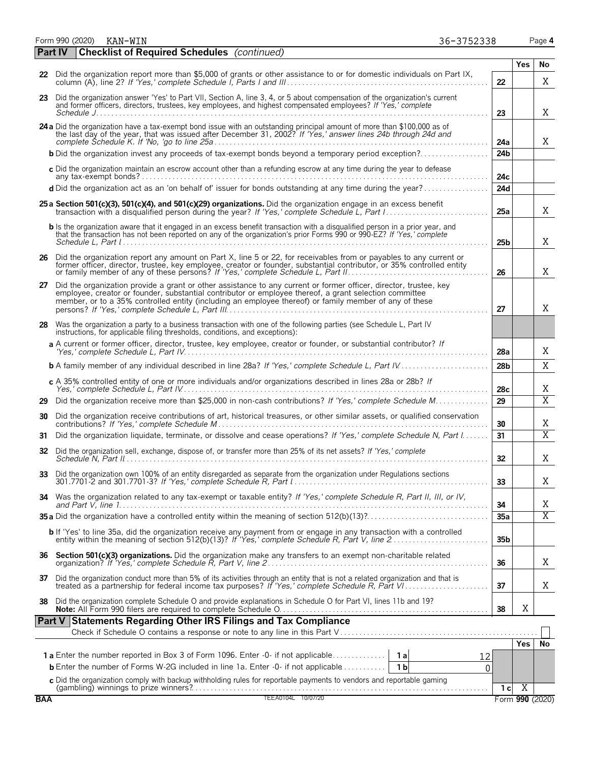Form 990 (2020) KAN-WIN 36-3752338

## Part IV Checklist of Required Schedules *(continued)*

| | | | Yes | No |
|---|---|---|---|---|
| **22** | Did the organization report more than $5,000 of grants or other assistance to or for domestic individuals on Part IX, column (A), line 2? *If 'Yes,' complete Schedule I, Parts I and III* | 22 | | X |
| **23** | Did the organization answer 'Yes' to Part VII, Section A, line 3, 4, or 5 about compensation of the organization's current and former officers, directors, trustees, key employees, and highest compensated employees? *If 'Yes,' complete Schedule J* | 23 | | X |
| **24a** | Did the organization have a tax-exempt bond issue with an outstanding principal amount of more than $100,000 as of the last day of the year, that was issued after December 31, 2002? *If 'Yes,' answer lines 24b through 24d and complete Schedule K. If 'No,' go to line 25a* | 24a | | X |
| **b** | Did the organization invest any proceeds of tax-exempt bonds beyond a temporary period exception? | 24b | | |
| **c** | Did the organization maintain an escrow account other than a refunding escrow at any time during the year to defease any tax-exempt bonds? | 24c | | |
| **d** | Did the organization act as an 'on behalf of' issuer for bonds outstanding at any time during the year? | 24d | | |
| **25a** | **Section 501(c)(3), 501(c)(4), and 501(c)(29) organizations.** Did the organization engage in an excess benefit transaction with a disqualified person during the year? *If 'Yes,' complete Schedule L, Part I* | 25a | | X |
| **b** | Is the organization aware that it engaged in an excess benefit transaction with a disqualified person in a prior year, and that the transaction has not been reported on any of the organization's prior Forms 990 or 990-EZ? *If 'Yes,' complete Schedule L, Part I* | 25b | | X |
| **26** | Did the organization report any amount on Part X, line 5 or 22, for receivables from or payables to any current or former officer, director, trustee, key employee, creator or founder, substantial contributor, or 35% controlled entity or family member of any of these persons? *If 'Yes,' complete Schedule L, Part II* | 26 | | X |
| **27** | Did the organization provide a grant or other assistance to any current or former officer, director, trustee, key employee, creator or founder, substantial contributor or employee thereof, a grant selection committee member, or to a 35% controlled entity (including an employee thereof) or family member of any of these persons? *If 'Yes,' complete Schedule L, Part III* | 27 | | X |
| **28** | Was the organization a party to a business transaction with one of the following parties (see Schedule L, Part IV instructions, for applicable filing thresholds, conditions, and exceptions): | | | |
| **a** | A current or former officer, director, trustee, key employee, creator or founder, or substantial contributor? *If 'Yes,' complete Schedule L, Part IV* | 28a | | X |
| **b** | A family member of any individual described in line 28a? *If 'Yes,' complete Schedule L, Part IV* | 28b | | X |
| **c** | A 35% controlled entity of one or more individuals and/or organizations described in lines 28a or 28b? *If Yes,' complete Schedule L, Part IV* | 28c | | X |
| **29** | Did the organization receive more than $25,000 in non-cash contributions? *If 'Yes,' complete Schedule M* | 29 | | X |
| **30** | Did the organization receive contributions of art, historical treasures, or other similar assets, or qualified conservation contributions? *If 'Yes,' complete Schedule M* | 30 | | X |
| **31** | Did the organization liquidate, terminate, or dissolve and cease operations? *If 'Yes,' complete Schedule N, Part I* | 31 | | X |
| **32** | Did the organization sell, exchange, dispose of, or transfer more than 25% of its net assets? *If 'Yes,' complete Schedule N, Part II* | 32 | | X |
| **33** | Did the organization own 100% of an entity disregarded as separate from the organization under Regulations sections 301.7701-2 and 301.7701-3? *If 'Yes,' complete Schedule R, Part I* | 33 | | X |
| **34** | Was the organization related to any tax-exempt or taxable entity? *If 'Yes,' complete Schedule R, Part II, III, or IV, and Part V, line 1* | 34 | | X |
| **35a** | Did the organization have a controlled entity within the meaning of section 512(b)(13)? | 35a | | X |
| **b** | If 'Yes' to line 35a, did the organization receive any payment from or engage in any transaction with a controlled entity within the meaning of section 512(b)(13)? *If 'Yes,' complete Schedule R, Part V, line 2* | 35b | | |
| **36** | **Section 501(c)(3) organizations.** Did the organization make any transfers to an exempt non-charitable related organization? *If 'Yes,' complete Schedule R, Part V, line 2* | 36 | | X |
| **37** | Did the organization conduct more than 5% of its activities through an entity that is not a related organization and that is treated as a partnership for federal income tax purposes? *If 'Yes,' complete Schedule R, Part VI* | 37 | | X |
| **38** | Did the organization complete Schedule O and provide explanations in Schedule O for Part VI, lines 11b and 19? **Note:** All Form 990 filers are required to complete Schedule O. | 38 | X | |

## Part V Statements Regarding Other IRS Filings and Tax Compliance

Check if Schedule O contains a response or note to any line in this Part V ☐

| | | | | | Yes | No |
|---|---|---|---|---|---|---|
| **1a** | Enter the number reported in Box 3 of Form 1096. Enter -0- if not applicable | 1a | 12 | | | |
| **b** | Enter the number of Forms W-2G included in line 1a. Enter -0- if not applicable | 1b | 0 | | | |
| **c** | Did the organization comply with backup withholding rules for reportable payments to vendors and reportable gaming (gambling) winnings to prize winners? | | | 1c | X | |

BAA TEEA0104L 10/07/20 Form **990** (2020)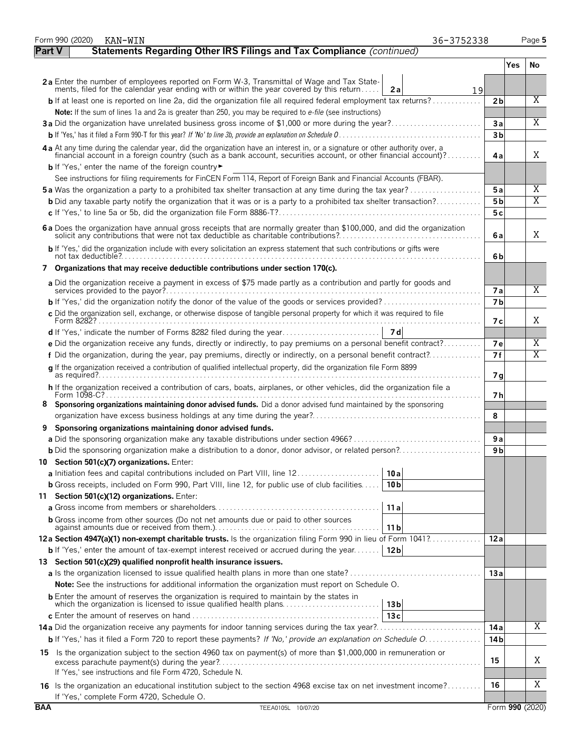Form 990 (2020) KAN-WIN 36-3752338 Page 5

## Part V Statements Regarding Other IRS Filings and Tax Compliance *(continued)*

| | | | | Yes | No |
|---|---|---|---|---|---|
| **2a** Enter the number of employees reported on Form W-3, Transmittal of Wage and Tax Statements, filed for the calendar year ending with or within the year covered by this return | 2a | 19 | | | |
| **b** If at least one is reported on line 2a, did the organization file all required federal employment tax returns? | | | 2b | | X |
| **Note:** If the sum of lines 1a and 2a is greater than 250, you may be required to *e-file* (see instructions) | | | | | |
| **3a** Did the organization have unrelated business gross income of $1,000 or more during the year? | | | 3a | | X |
| **b** If 'Yes,' has it filed a Form 990-T for this year? *If 'No' to line 3b, provide an explanation on Schedule O* | | | 3b | | |
| **4a** At any time during the calendar year, did the organization have an interest in, or a signature or other authority over, a financial account in a foreign country (such as a bank account, securities account, or other financial account)? | | | 4a | | X |
| **b** If 'Yes,' enter the name of the foreign country ► | | | | | |
| See instructions for filing requirements for FinCEN Form 114, Report of Foreign Bank and Financial Accounts (FBAR). | | | | | |
| **5a** Was the organization a party to a prohibited tax shelter transaction at any time during the tax year? | | | 5a | | X |
| **b** Did any taxable party notify the organization that it was or is a party to a prohibited tax shelter transaction? | | | 5b | | X |
| **c** If 'Yes,' to line 5a or 5b, did the organization file Form 8886-T? | | | 5c | | |
| **6a** Does the organization have annual gross receipts that are normally greater than $100,000, and did the organization solicit any contributions that were not tax deductible as charitable contributions? | | | 6a | | X |
| **b** If 'Yes,' did the organization include with every solicitation an express statement that such contributions or gifts were not tax deductible? | | | 6b | | |
| **7 Organizations that may receive deductible contributions under section 170(c).** | | | | | |
| **a** Did the organization receive a payment in excess of $75 made partly as a contribution and partly for goods and services provided to the payor? | | | 7a | | X |
| **b** If 'Yes,' did the organization notify the donor of the value of the goods or services provided? | | | 7b | | |
| **c** Did the organization sell, exchange, or otherwise dispose of tangible personal property for which it was required to file Form 8282? | | | 7c | | X |
| **d** If 'Yes,' indicate the number of Forms 8282 filed during the year | 7d | | | | |
| **e** Did the organization receive any funds, directly or indirectly, to pay premiums on a personal benefit contract? | | | 7e | | X |
| **f** Did the organization, during the year, pay premiums, directly or indirectly, on a personal benefit contract? | | | 7f | | X |
| **g** If the organization received a contribution of qualified intellectual property, did the organization file Form 8899 as required? | | | 7g | | |
| **h** If the organization received a contribution of cars, boats, airplanes, or other vehicles, did the organization file a Form 1098-C? | | | 7h | | |
| **8 Sponsoring organizations maintaining donor advised funds.** Did a donor advised fund maintained by the sponsoring organization have excess business holdings at any time during the year? | | | 8 | | |
| **9 Sponsoring organizations maintaining donor advised funds.** | | | | | |
| **a** Did the sponsoring organization make any taxable distributions under section 4966? | | | 9a | | |
| **b** Did the sponsoring organization make a distribution to a donor, donor advisor, or related person? | | | 9b | | |
| **10 Section 501(c)(7) organizations.** Enter: | | | | | |
| **a** Initiation fees and capital contributions included on Part VIII, line 12 | 10a | | | | |
| **b** Gross receipts, included on Form 990, Part VIII, line 12, for public use of club facilities | 10b | | | | |
| **11 Section 501(c)(12) organizations.** Enter: | | | | | |
| **a** Gross income from members or shareholders | 11a | | | | |
| **b** Gross income from other sources (Do not net amounts due or paid to other sources against amounts due or received from them.) | 11b | | | | |
| **12a Section 4947(a)(1) non-exempt charitable trusts.** Is the organization filing Form 990 in lieu of Form 1041? | | | 12a | | |
| **b** If 'Yes,' enter the amount of tax-exempt interest received or accrued during the year | 12b | | | | |
| **13 Section 501(c)(29) qualified nonprofit health insurance issuers.** | | | | | |
| **a** Is the organization licensed to issue qualified health plans in more than one state? | | | 13a | | |
| **Note:** See the instructions for additional information the organization must report on Schedule O. | | | | | |
| **b** Enter the amount of reserves the organization is required to maintain by the states in which the organization is licensed to issue qualified health plans | 13b | | | | |
| **c** Enter the amount of reserves on hand | 13c | | | | |
| **14a** Did the organization receive any payments for indoor tanning services during the tax year? | | | 14a | | X |
| **b** If 'Yes,' has it filed a Form 720 to report these payments? *If 'No,' provide an explanation on Schedule O* | | | 14b | | |
| **15** Is the organization subject to the section 4960 tax on payment(s) of more than $1,000,000 in remuneration or excess parachute payment(s) during the year? If 'Yes,' see instructions and file Form 4720, Schedule N. | | | 15 | | X |
| **16** Is the organization an educational institution subject to the section 4968 excise tax on net investment income? If 'Yes,' complete Form 4720, Schedule O. | | | 16 | | X |

BAA TEEA0105L 10/07/20 Form **990** (2020)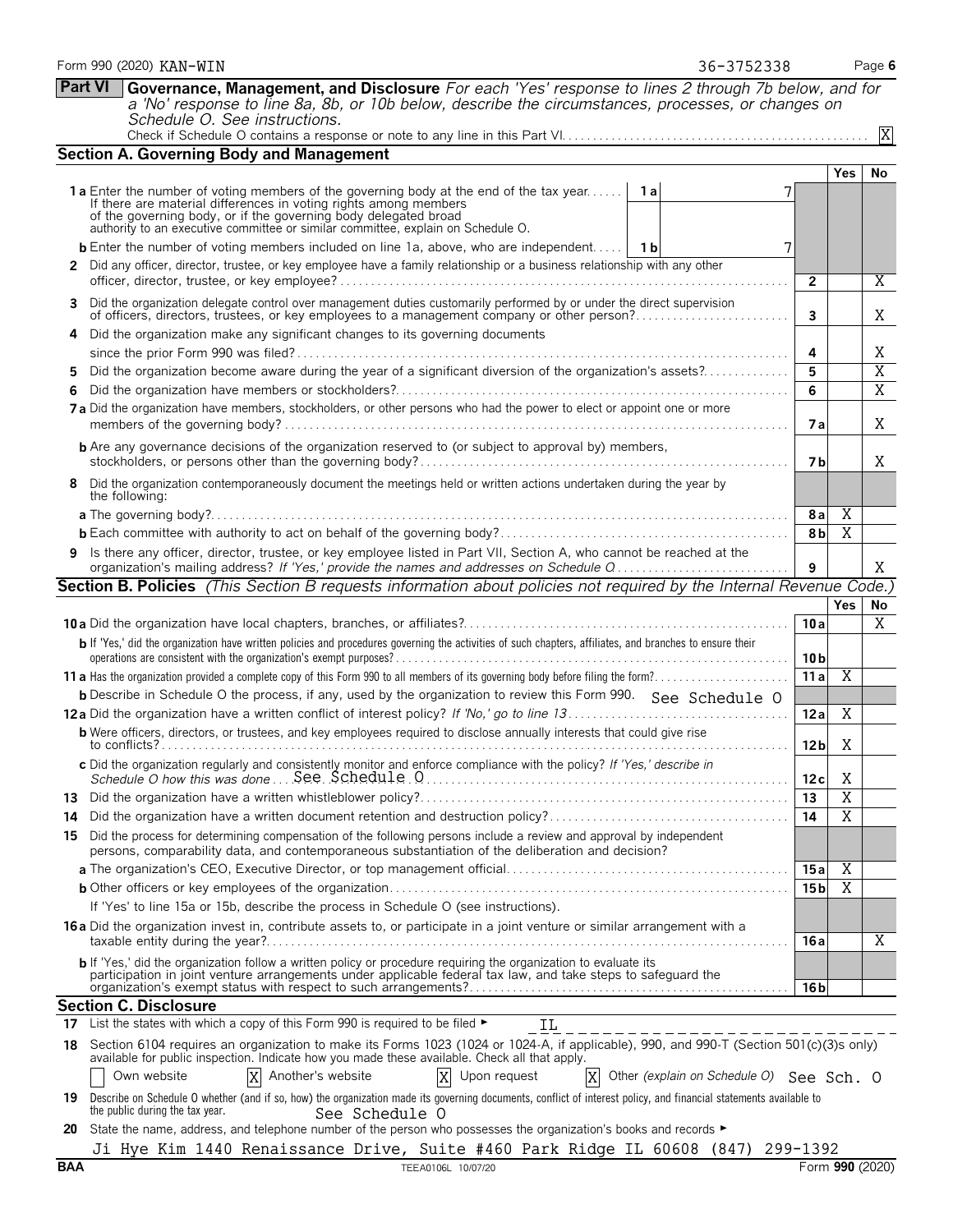Form 990 (2020) KAN-WIN 36-3752338

## Part VI Governance, Management, and Disclosure

*For each 'Yes' response to lines 2 through 7b below, and for a 'No' response to line 8a, 8b, or 10b below, describe the circumstances, processes, or changes on Schedule O. See instructions.*

Check if Schedule O contains a response or note to any line in this Part VI. [X]

### Section A. Governing Body and Management

| | | | Yes | No |
|---|---|---|---|---|
| **1a** | Enter the number of voting members of the governing body at the end of the tax year. If there are material differences in voting rights among members of the governing body, or if the governing body delegated broad authority to an executive committee or similar committee, explain on Schedule O. — **1a** 7 | | | |
| **b** | Enter the number of voting members included on line 1a, above, who are independent. — **1b** 7 | | | |
| **2** | Did any officer, director, trustee, or key employee have a family relationship or a business relationship with any other officer, director, trustee, or key employee? | 2 | | X |
| **3** | Did the organization delegate control over management duties customarily performed by or under the direct supervision of officers, directors, trustees, or key employees to a management company or other person? | 3 | | X |
| **4** | Did the organization make any significant changes to its governing documents since the prior Form 990 was filed? | 4 | | X |
| **5** | Did the organization become aware during the year of a significant diversion of the organization's assets? | 5 | | X |
| **6** | Did the organization have members or stockholders? | 6 | | X |
| **7a** | Did the organization have members, stockholders, or other persons who had the power to elect or appoint one or more members of the governing body? | 7a | | X |
| **b** | Are any governance decisions of the organization reserved to (or subject to approval by) members, stockholders, or persons other than the governing body? | 7b | | X |
| **8** | Did the organization contemporaneously document the meetings held or written actions undertaken during the year by the following: | | | |
| **a** | The governing body? | 8a | X | |
| **b** | Each committee with authority to act on behalf of the governing body? | 8b | X | |
| **9** | Is there any officer, director, trustee, or key employee listed in Part VII, Section A, who cannot be reached at the organization's mailing address? *If 'Yes,' provide the names and addresses on Schedule O* | 9 | | X |

### Section B. Policies *(This Section B requests information about policies not required by the Internal Revenue Code.)*

| | | | Yes | No |
|---|---|---|---|---|
| **10a** | Did the organization have local chapters, branches, or affiliates? | 10a | | X |
| **b** | If 'Yes,' did the organization have written policies and procedures governing the activities of such chapters, affiliates, and branches to ensure their operations are consistent with the organization's exempt purposes? | 10b | | |
| **11a** | Has the organization provided a complete copy of this Form 990 to all members of its governing body before filing the form? | 11a | X | |
| **b** | Describe in Schedule O the process, if any, used by the organization to review this Form 990. See Schedule O | | | |
| **12a** | Did the organization have a written conflict of interest policy? *If 'No,' go to line 13* | 12a | X | |
| **b** | Were officers, directors, or trustees, and key employees required to disclose annually interests that could give rise to conflicts? | 12b | X | |
| **c** | Did the organization regularly and consistently monitor and enforce compliance with the policy? *If 'Yes,' describe in Schedule O how this was done* See Schedule O | 12c | X | |
| **13** | Did the organization have a written whistleblower policy? | 13 | X | |
| **14** | Did the organization have a written document retention and destruction policy? | 14 | X | |
| **15** | Did the process for determining compensation of the following persons include a review and approval by independent persons, comparability data, and contemporaneous substantiation of the deliberation and decision? | | | |
| **a** | The organization's CEO, Executive Director, or top management official | 15a | X | |
| **b** | Other officers or key employees of the organization | 15b | X | |
| | If 'Yes' to line 15a or 15b, describe the process in Schedule O (see instructions). | | | |
| **16a** | Did the organization invest in, contribute assets to, or participate in a joint venture or similar arrangement with a taxable entity during the year? | 16a | | X |
| **b** | If 'Yes,' did the organization follow a written policy or procedure requiring the organization to evaluate its participation in joint venture arrangements under applicable federal tax law, and take steps to safeguard the organization's exempt status with respect to such arrangements? | 16b | | |

### Section C. Disclosure

**17** List the states with which a copy of this Form 990 is required to be filed ► IL

**18** Section 6104 requires an organization to make its Forms 1023 (1024 or 1024-A, if applicable), 990, and 990-T (Section 501(c)(3)s only) available for public inspection. Indicate how you made these available. Check all that apply.

[ ] Own website [X] Another's website [X] Upon request [X] Other *(explain on Schedule O)* See Sch. O

**19** Describe on Schedule O whether (and if so, how) the organization made its governing documents, conflict of interest policy, and financial statements available to the public during the tax year. See Schedule O

**20** State the name, address, and telephone number of the person who possesses the organization's books and records ►

Ji Hye Kim 1440 Renaissance Drive, Suite #460 Park Ridge IL 60608 (847) 299-1392

BAA TEEA0106L 10/07/20 Form **990** (2020)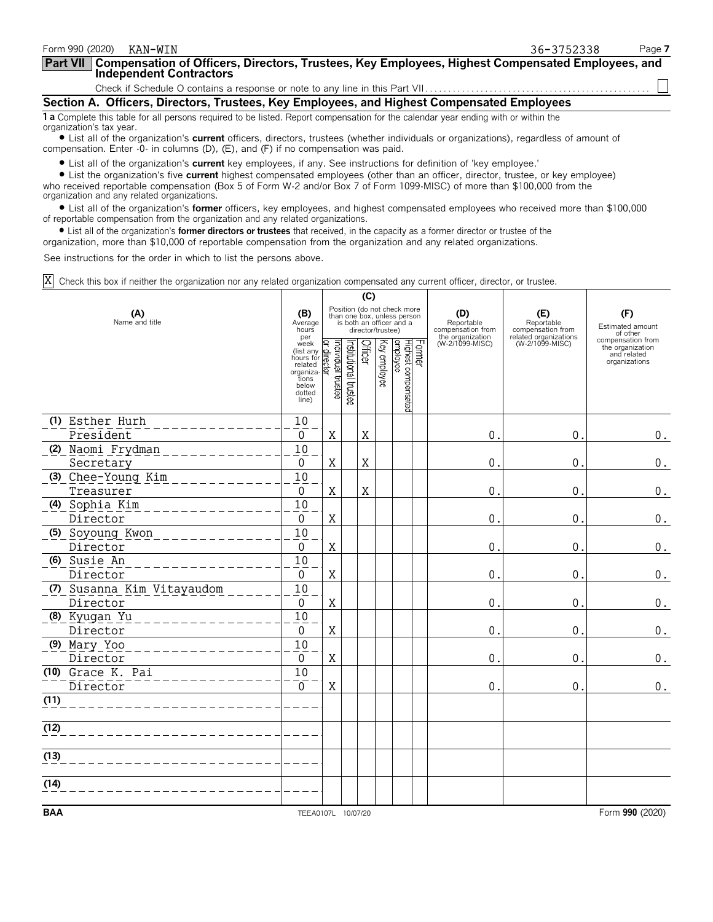Form 990 (2020) KAN-WIN 36-3752338

## Part VII Compensation of Officers, Directors, Trustees, Key Employees, Highest Compensated Employees, and Independent Contractors

Check if Schedule O contains a response or note to any line in this Part VII . . . . . ☐

### Section A. Officers, Directors, Trustees, Key Employees, and Highest Compensated Employees

**1 a** Complete this table for all persons required to be listed. Report compensation for the calendar year ending with or within the organization's tax year.

- List all of the organization's **current** officers, directors, trustees (whether individuals or organizations), regardless of amount of compensation. Enter -0- in columns (D), (E), and (F) if no compensation was paid.
- List all of the organization's **current** key employees, if any. See instructions for definition of 'key employee.'
- List the organization's five **current** highest compensated employees (other than an officer, director, trustee, or key employee) who received reportable compensation (Box 5 of Form W-2 and/or Box 7 of Form 1099-MISC) of more than $100,000 from the organization and any related organizations.
- List all of the organization's **former** officers, key employees, and highest compensated employees who received more than $100,000 of reportable compensation from the organization and any related organizations.
- List all of the organization's **former directors or trustees** that received, in the capacity as a former director or trustee of the organization, more than $10,000 of reportable compensation from the organization and any related organizations.

See instructions for the order in which to list the persons above.

☒ Check this box if neither the organization nor any related organization compensated any current officer, director, or trustee.

| (A) Name and title | (B) Average hours per week (list any hours for related organizations below dotted line) | (C) Position (do not check more than one box, unless person is both an officer and a director/trustee) | | | | | | (D) Reportable compensation from the organization (W-2/1099-MISC) | (E) Reportable compensation from related organizations (W-2/1099-MISC) | (F) Estimated amount of other compensation from the organization and related organizations |
|---|---|---|---|---|---|---|---|---|---|---|
| | | Individual trustee or director | Institutional trustee | Officer | Key employee | Highest compensated employee | Former | | | |
| (1) Esther Hurh<br>President | 10<br>0 | X | | X | | | | 0. | 0. | 0. |
| (2) Naomi Frydman<br>Secretary | 10<br>0 | X | | X | | | | 0. | 0. | 0. |
| (3) Chee-Young Kim<br>Treasurer | 10<br>0 | X | | X | | | | 0. | 0. | 0. |
| (4) Sophia Kim<br>Director | 10<br>0 | X | | | | | | 0. | 0. | 0. |
| (5) Soyoung Kwon<br>Director | 10<br>0 | X | | | | | | 0. | 0. | 0. |
| (6) Susie An<br>Director | 10<br>0 | X | | | | | | 0. | 0. | 0. |
| (7) Susanna Kim Vitayaudom<br>Director | 10<br>0 | X | | | | | | 0. | 0. | 0. |
| (8) Kyugan Yu<br>Director | 10<br>0 | X | | | | | | 0. | 0. | 0. |
| (9) Mary Yoo<br>Director | 10<br>0 | X | | | | | | 0. | 0. | 0. |
| (10) Grace K. Pai<br>Director | 10<br>0 | X | | | | | | 0. | 0. | 0. |
| (11) | | | | | | | | | | |
| (12) | | | | | | | | | | |
| (13) | | | | | | | | | | |
| (14) | | | | | | | | | | |

BAA TEEA0107L 10/07/20 Form **990** (2020)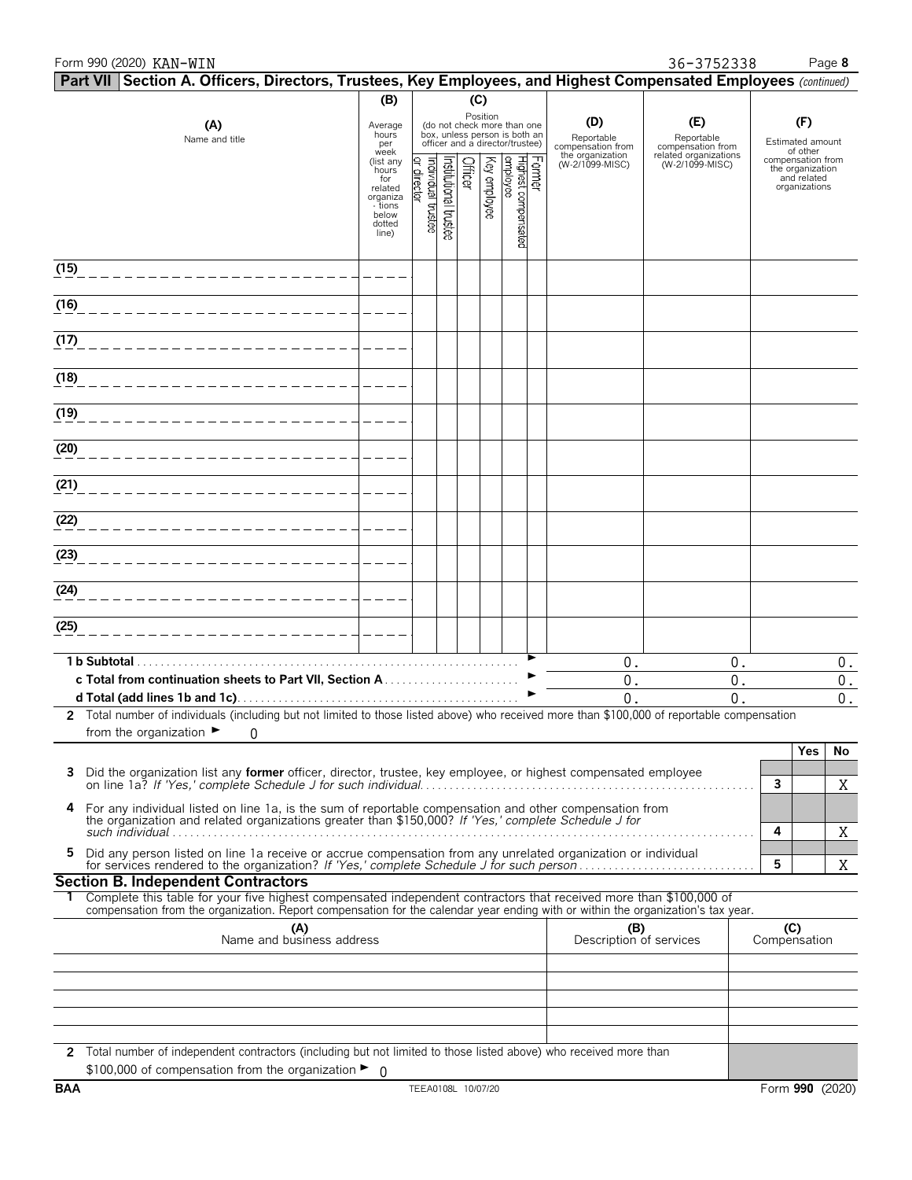Form 990 (2020) KAN-WIN 36-3752338

**Part VII Section A. Officers, Directors, Trustees, Key Employees, and Highest Compensated Employees** *(continued)*

| (A) Name and title | (B) Average hours per week (list any hours for related organizations below dotted line) | (C) Position: Individual trustee or director | Institutional trustee | Officer | Key employee | Highest compensated employee | Former | (D) Reportable compensation from the organization (W-2/1099-MISC) | (E) Reportable compensation from related organizations (W-2/1099-MISC) | (F) Estimated amount of other compensation from the organization and related organizations |
|---|---|---|---|---|---|---|---|---|---|---|
| (15) | | | | | | | | | | |
| (16) | | | | | | | | | | |
| (17) | | | | | | | | | | |
| (18) | | | | | | | | | | |
| (19) | | | | | | | | | | |
| (20) | | | | | | | | | | |
| (21) | | | | | | | | | | |
| (22) | | | | | | | | | | |
| (23) | | | | | | | | | | |
| (24) | | | | | | | | | | |
| (25) | | | | | | | | | | |
| **1 b Subtotal** | | | | | | | | 0. | 0. | 0. |
| **c Total from continuation sheets to Part VII, Section A** | | | | | | | | 0. | 0. | 0. |
| **d Total (add lines 1b and 1c)** | | | | | | | | 0. | 0. | 0. |

**2** Total number of individuals (including but not limited to those listed above) who received more than $100,000 of reportable compensation from the organization ► 0

| | | Yes | No |
|---|---|---|---|
| **3** Did the organization list any **former** officer, director, trustee, key employee, or highest compensated employee on line 1a? *If 'Yes,' complete Schedule J for such individual* | 3 | | X |
| **4** For any individual listed on line 1a, is the sum of reportable compensation and other compensation from the organization and related organizations greater than $150,000? *If 'Yes,' complete Schedule J for such individual* | 4 | | X |
| **5** Did any person listed on line 1a receive or accrue compensation from any unrelated organization or individual for services rendered to the organization? *If 'Yes,' complete Schedule J for such person* | 5 | | X |

**Section B. Independent Contractors**

**1** Complete this table for your five highest compensated independent contractors that received more than $100,000 of compensation from the organization. Report compensation for the calendar year ending with or within the organization's tax year.

| (A) Name and business address | (B) Description of services | (C) Compensation |
|---|---|---|
| | | |
| | | |
| | | |
| | | |
| | | |

**2** Total number of independent contractors (including but not limited to those listed above) who received more than $100,000 of compensation from the organization ► 0

BAA TEEA0108L 10/07/20 Form **990** (2020)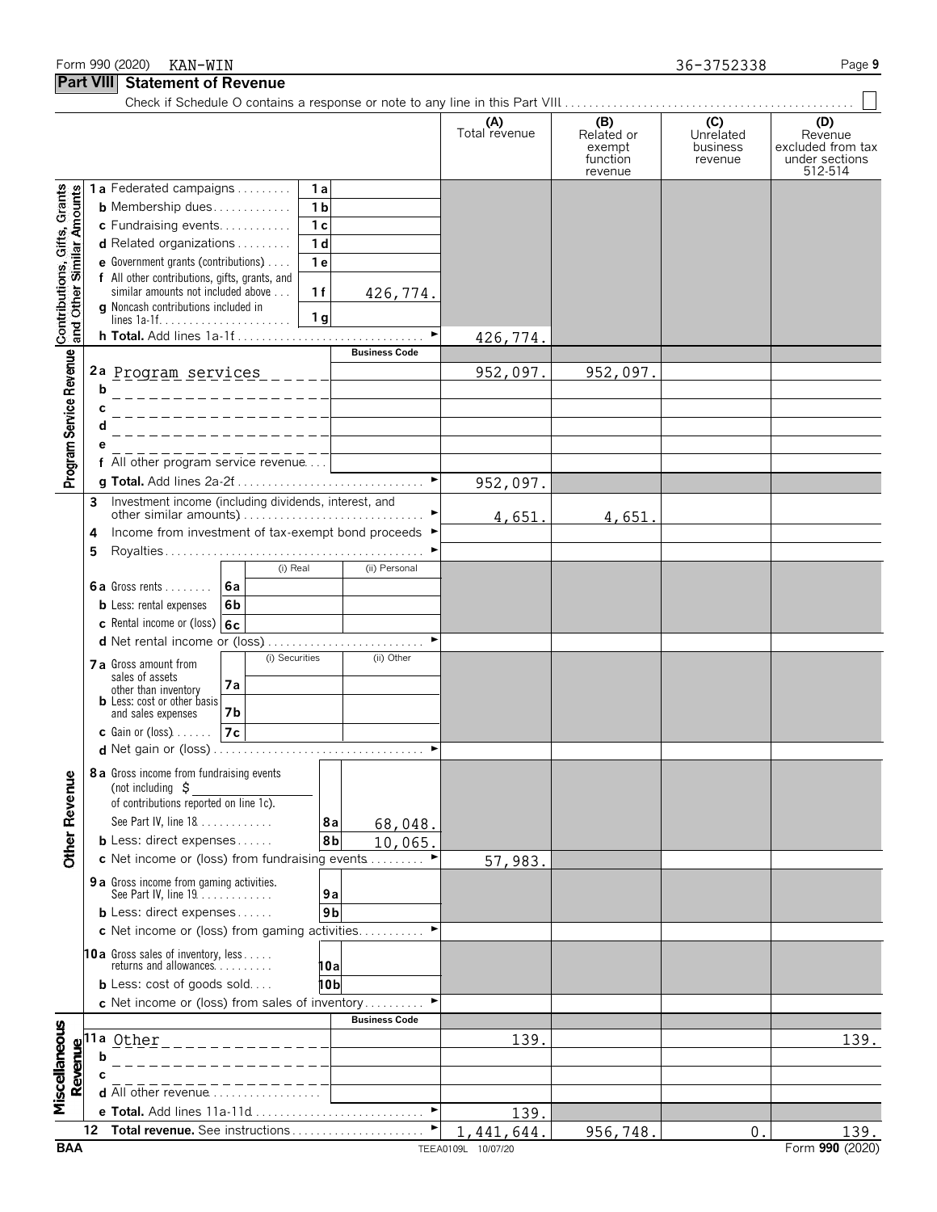Form 990 (2020) KAN-WIN 36-3752338

## Part VIII Statement of Revenue

Check if Schedule O contains a response or note to any line in this Part VIII . . . . . ☐

| | | | | (A) Total revenue | (B) Related or exempt function revenue | (C) Unrelated business revenue | (D) Revenue excluded from tax under sections 512-514 |
|---|---|---|---|---|---|---|---|
| **Contributions, Gifts, Grants and Other Similar Amounts** | 1a Federated campaigns | 1a | | | | | |
| | b Membership dues | 1b | | | | | |
| | c Fundraising events | 1c | | | | | |
| | d Related organizations | 1d | | | | | |
| | e Government grants (contributions) | 1e | | | | | |
| | f All other contributions, gifts, grants, and similar amounts not included above | 1f | 426,774. | | | | |
| | g Noncash contributions included in lines 1a-1f | 1g | | | | | |
| | h **Total.** Add lines 1a-1f | | | 426,774. | | | |
| **Program Service Revenue** | | | **Business Code** | | | | |
| | 2a Program services | | | 952,097. | 952,097. | | |
| | b | | | | | | |
| | c | | | | | | |
| | d | | | | | | |
| | e | | | | | | |
| | f All other program service revenue | | | | | | |
| | g **Total.** Add lines 2a-2f | | | 952,097. | | | |
| **Other Revenue** | 3 Investment income (including dividends, interest, and other similar amounts) | | | 4,651. | 4,651. | | |
| | 4 Income from investment of tax-exempt bond proceeds | | | | | | |
| | 5 Royalties | | | | | | |
| | | | (i) Real | (ii) Personal | | | |
| | 6a Gross rents | 6a | | | | | |
| | b Less: rental expenses | 6b | | | | | |
| | c Rental income or (loss) | 6c | | | | | |
| | d Net rental income or (loss) | | | | | | |
| | | | (i) Securities | (ii) Other | | | |
| | 7a Gross amount from sales of assets other than inventory | 7a | | | | | |
| | b Less: cost or other basis and sales expenses | 7b | | | | | |
| | c Gain or (loss) | 7c | | | | | |
| | d Net gain or (loss) | | | | | | |
| | 8a Gross income from fundraising events (not including $ ____ of contributions reported on line 1c). See Part IV, line 18 | 8a | | 68,048. | | | |
| | b Less: direct expenses | 8b | | 10,065. | | | |
| | c Net income or (loss) from fundraising events | | | 57,983. | | | |
| | 9a Gross income from gaming activities. See Part IV, line 19 | 9a | | | | | |
| | b Less: direct expenses | 9b | | | | | |
| | c Net income or (loss) from gaming activities | | | | | | |
| | 10a Gross sales of inventory, less returns and allowances | 10a | | | | | |
| | b Less: cost of goods sold | 10b | | | | | |
| | c Net income or (loss) from sales of inventory | | | | | | |
| **Miscellaneous Revenue** | | | **Business Code** | | | | |
| | 11a Other | | | 139. | | | 139. |
| | b | | | | | | |
| | c | | | | | | |
| | d All other revenue | | | | | | |
| | e **Total.** Add lines 11a-11d | | | 139. | | | |
| | 12 **Total revenue.** See instructions | | | 1,441,644. | 956,748. | 0. | 139. |

BAA TEEA0109L 10/07/20 Form **990** (2020)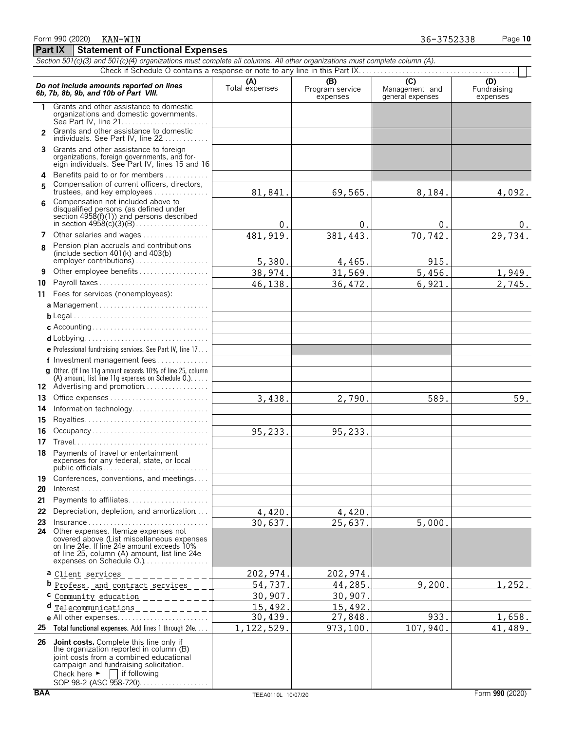Form 990 (2020) KAN-WIN 36-3752338

## Part IX Statement of Functional Expenses

*Section 501(c)(3) and 501(c)(4) organizations must complete all columns. All other organizations must complete column (A).*

Check if Schedule O contains a response or note to any line in this Part IX

| *Do not include amounts reported on lines 6b, 7b, 8b, 9b, and 10b of Part VIII.* | (A) Total expenses | (B) Program service expenses | (C) Management and general expenses | (D) Fundraising expenses |
|---|---|---|---|---|
| 1 Grants and other assistance to domestic organizations and domestic governments. See Part IV, line 21 | | | | |
| 2 Grants and other assistance to domestic individuals. See Part IV, line 22 | | | | |
| 3 Grants and other assistance to foreign organizations, foreign governments, and foreign individuals. See Part IV, lines 15 and 16 | | | | |
| 4 Benefits paid to or for members | | | | |
| 5 Compensation of current officers, directors, trustees, and key employees | 81,841. | 69,565. | 8,184. | 4,092. |
| 6 Compensation not included above to disqualified persons (as defined under section 4958(f)(1)) and persons described in section 4958(c)(3)(B) | 0. | 0. | 0. | 0. |
| 7 Other salaries and wages | 481,919. | 381,443. | 70,742. | 29,734. |
| 8 Pension plan accruals and contributions (include section 401(k) and 403(b) employer contributions) | 5,380. | 4,465. | 915. | |
| 9 Other employee benefits | 38,974. | 31,569. | 5,456. | 1,949. |
| 10 Payroll taxes | 46,138. | 36,472. | 6,921. | 2,745. |
| 11 Fees for services (nonemployees): | | | | |
| a Management | | | | |
| b Legal | | | | |
| c Accounting | | | | |
| d Lobbying | | | | |
| e Professional fundraising services. See Part IV, line 17 | | | | |
| f Investment management fees | | | | |
| g Other. (If line 11g amount exceeds 10% of line 25, column (A) amount, list line 11g expenses on Schedule O.) | | | | |
| 12 Advertising and promotion | | | | |
| 13 Office expenses | 3,438. | 2,790. | 589. | 59. |
| 14 Information technology | | | | |
| 15 Royalties | | | | |
| 16 Occupancy | 95,233. | 95,233. | | |
| 17 Travel | | | | |
| 18 Payments of travel or entertainment expenses for any federal, state, or local public officials | | | | |
| 19 Conferences, conventions, and meetings | | | | |
| 20 Interest | | | | |
| 21 Payments to affiliates | | | | |
| 22 Depreciation, depletion, and amortization | 4,420. | 4,420. | | |
| 23 Insurance | 30,637. | 25,637. | 5,000. | |
| 24 Other expenses. Itemize expenses not covered above (List miscellaneous expenses on line 24e. If line 24e amount exceeds 10% of line 25, column (A) amount, list line 24e expenses on Schedule O.) | | | | |
| a Client services | 202,974. | 202,974. | | |
| b Profess. and contract services | 54,737. | 44,285. | 9,200. | 1,252. |
| c Community education | 30,907. | 30,907. | | |
| d Telecommunications | 15,492. | 15,492. | | |
| e All other expenses | 30,439. | 27,848. | 933. | 1,658. |
| 25 Total functional expenses. Add lines 1 through 24e | 1,122,529. | 973,100. | 107,940. | 41,489. |
| 26 Joint costs. Complete this line only if the organization reported in column (B) joint costs from a combined educational campaign and fundraising solicitation. Check here ► ☐ if following SOP 98-2 (ASC 958-720) | | | | |

BAA TEEA0110L 10/07/20 Form 990 (2020)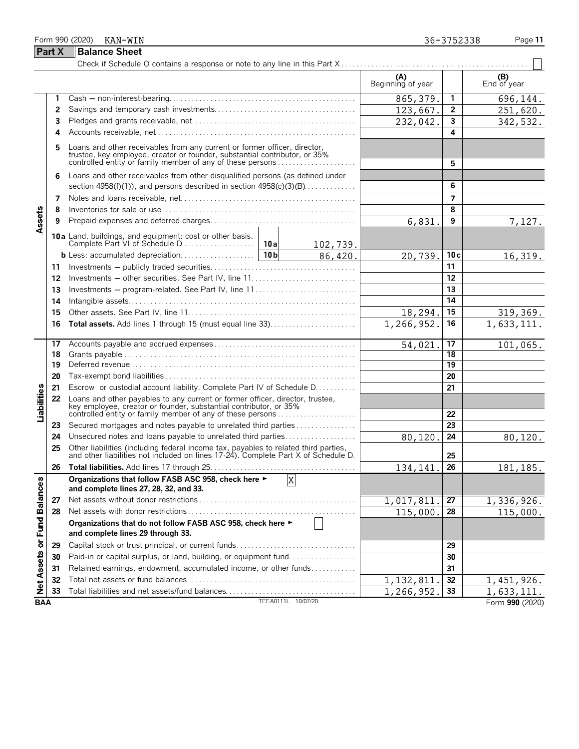Form 990 (2020) KAN-WIN 36-3752338

## Part X Balance Sheet

Check if Schedule O contains a response or note to any line in this Part X . . . . . . ☐

| | | | | (A) Beginning of year | | (B) End of year |
|---|---|---|---|---|---|---|
| Assets | 1 | Cash — non-interest-bearing | | 865,379. | 1 | 696,144. |
| | 2 | Savings and temporary cash investments | | 123,667. | 2 | 251,620. |
| | 3 | Pledges and grants receivable, net | | 232,042. | 3 | 342,532. |
| | 4 | Accounts receivable, net | | | 4 | |
| | 5 | Loans and other receivables from any current or former officer, director, trustee, key employee, creator or founder, substantial contributor, or 35% controlled entity or family member of any of these persons | | | 5 | |
| | 6 | Loans and other receivables from other disqualified persons (as defined under section 4958(f)(1)), and persons described in section 4958(c)(3)(B) | | | 6 | |
| | 7 | Notes and loans receivable, net | | | 7 | |
| | 8 | Inventories for sale or use | | | 8 | |
| | 9 | Prepaid expenses and deferred charges | | 6,831. | 9 | 7,127. |
| | 10a | Land, buildings, and equipment: cost or other basis. Complete Part VI of Schedule D | 10a 102,739. | | | |
| | b | Less: accumulated depreciation | 10b 86,420. | 20,739. | 10c | 16,319. |
| | 11 | Investments — publicly traded securities | | | 11 | |
| | 12 | Investments — other securities. See Part IV, line 11 | | | 12 | |
| | 13 | Investments — program-related. See Part IV, line 11 | | | 13 | |
| | 14 | Intangible assets | | | 14 | |
| | 15 | Other assets. See Part IV, line 11 | | 18,294. | 15 | 319,369. |
| | 16 | **Total assets.** Add lines 1 through 15 (must equal line 33) | | 1,266,952. | 16 | 1,633,111. |
| Liabilities | 17 | Accounts payable and accrued expenses | | 54,021. | 17 | 101,065. |
| | 18 | Grants payable | | | 18 | |
| | 19 | Deferred revenue | | | 19 | |
| | 20 | Tax-exempt bond liabilities | | | 20 | |
| | 21 | Escrow or custodial account liability. Complete Part IV of Schedule D | | | 21 | |
| | 22 | Loans and other payables to any current or former officer, director, trustee, key employee, creator or founder, substantial contributor, or 35% controlled entity or family member of any of these persons | | | 22 | |
| | 23 | Secured mortgages and notes payable to unrelated third parties | | | 23 | |
| | 24 | Unsecured notes and loans payable to unrelated third parties | | 80,120. | 24 | 80,120. |
| | 25 | Other liabilities (including federal income tax, payables to related third parties, and other liabilities not included on lines 17-24). Complete Part X of Schedule D | | | 25 | |
| | 26 | **Total liabilities.** Add lines 17 through 25 | | 134,141. | 26 | 181,185. |
| Net Assets or Fund Balances | | **Organizations that follow FASB ASC 958, check here ► [X] and complete lines 27, 28, 32, and 33.** | | | | |
| | 27 | Net assets without donor restrictions | | 1,017,811. | 27 | 1,336,926. |
| | 28 | Net assets with donor restrictions | | 115,000. | 28 | 115,000. |
| | | **Organizations that do not follow FASB ASC 958, check here ► [ ] and complete lines 29 through 33.** | | | | |
| | 29 | Capital stock or trust principal, or current funds | | | 29 | |
| | 30 | Paid-in or capital surplus, or land, building, or equipment fund | | | 30 | |
| | 31 | Retained earnings, endowment, accumulated income, or other funds | | | 31 | |
| | 32 | Total net assets or fund balances | | 1,132,811. | 32 | 1,451,926. |
| | 33 | Total liabilities and net assets/fund balances | | 1,266,952. | 33 | 1,633,111. |

BAA TEEA0111L 10/07/20 Form **990** (2020)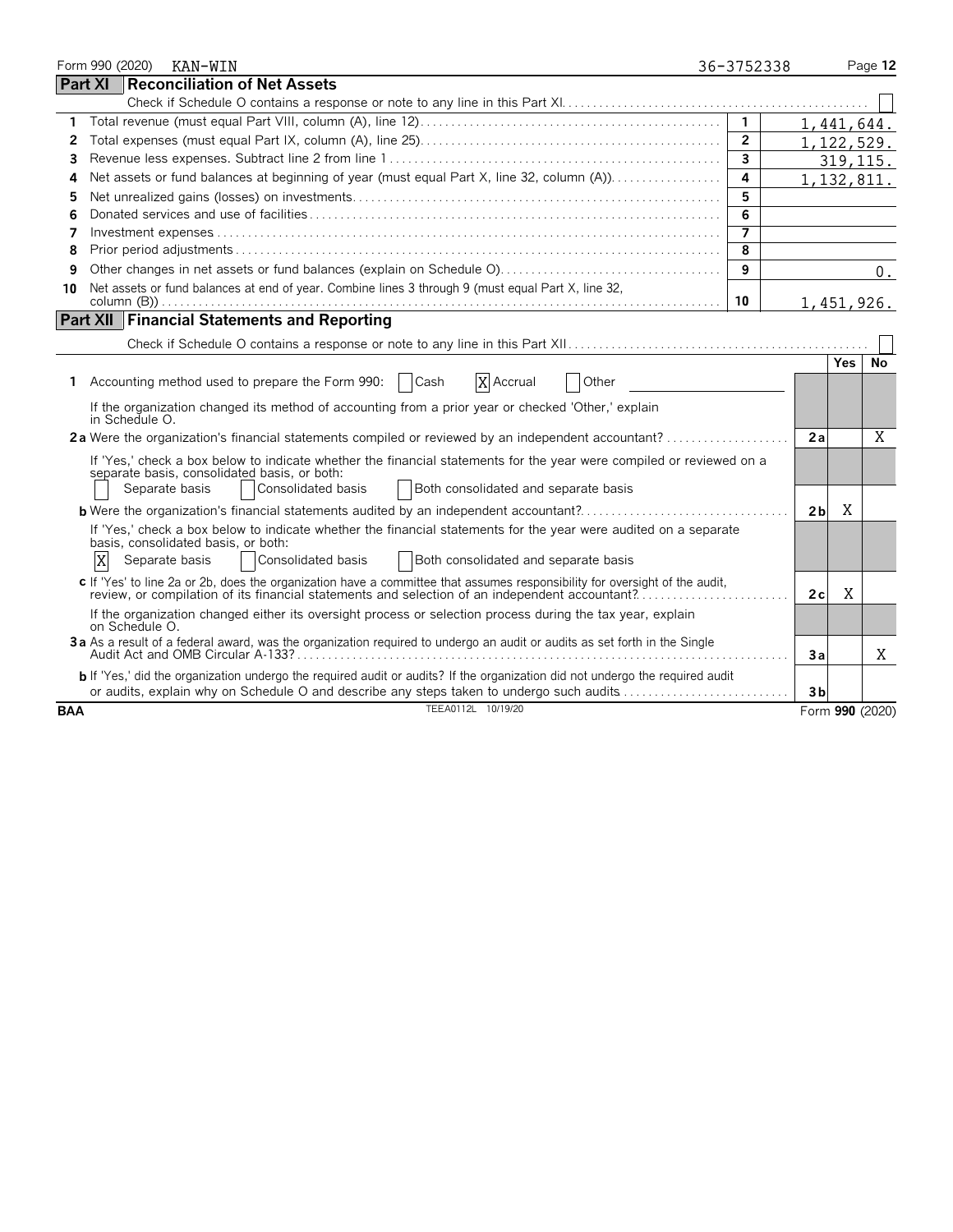Form 990 (2020) KAN-WIN 36-3752338

## Part XI Reconciliation of Net Assets

Check if Schedule O contains a response or note to any line in this Part XI. ☐

| | | | |
|---|---|---|---|
| 1 | Total revenue (must equal Part VIII, column (A), line 12) | 1 | 1,441,644. |
| 2 | Total expenses (must equal Part IX, column (A), line 25) | 2 | 1,122,529. |
| 3 | Revenue less expenses. Subtract line 2 from line 1 | 3 | 319,115. |
| 4 | Net assets or fund balances at beginning of year (must equal Part X, line 32, column (A)) | 4 | 1,132,811. |
| 5 | Net unrealized gains (losses) on investments | 5 | |
| 6 | Donated services and use of facilities | 6 | |
| 7 | Investment expenses | 7 | |
| 8 | Prior period adjustments | 8 | |
| 9 | Other changes in net assets or fund balances (explain on Schedule O) | 9 | 0. |
| 10 | Net assets or fund balances at end of year. Combine lines 3 through 9 (must equal Part X, line 32, column (B)) | 10 | 1,451,926. |

## Part XII Financial Statements and Reporting

Check if Schedule O contains a response or note to any line in this Part XII. ☐

| | | | Yes | No |
|---|---|---|---|---|
| 1 | Accounting method used to prepare the Form 990: ☐ Cash ☒ Accrual ☐ Other | | | |
| | If the organization changed its method of accounting from a prior year or checked 'Other,' explain in Schedule O. | | | |
| 2a | Were the organization's financial statements compiled or reviewed by an independent accountant? | 2a | | X |
| | If 'Yes,' check a box below to indicate whether the financial statements for the year were compiled or reviewed on a separate basis, consolidated basis, or both: ☐ Separate basis ☐ Consolidated basis ☐ Both consolidated and separate basis | | | |
| b | Were the organization's financial statements audited by an independent accountant? | 2b | X | |
| | If 'Yes,' check a box below to indicate whether the financial statements for the year were audited on a separate basis, consolidated basis, or both: ☒ Separate basis ☐ Consolidated basis ☐ Both consolidated and separate basis | | | |
| c | If 'Yes' to line 2a or 2b, does the organization have a committee that assumes responsibility for oversight of the audit, review, or compilation of its financial statements and selection of an independent accountant? | 2c | X | |
| | If the organization changed either its oversight process or selection process during the tax year, explain on Schedule O. | | | |
| 3a | As a result of a federal award, was the organization required to undergo an audit or audits as set forth in the Single Audit Act and OMB Circular A-133? | 3a | | X |
| b | If 'Yes,' did the organization undergo the required audit or audits? If the organization did not undergo the required audit or audits, explain why on Schedule O and describe any steps taken to undergo such audits | 3b | | |

BAA TEEA0112L 10/19/20 Form 990 (2020)